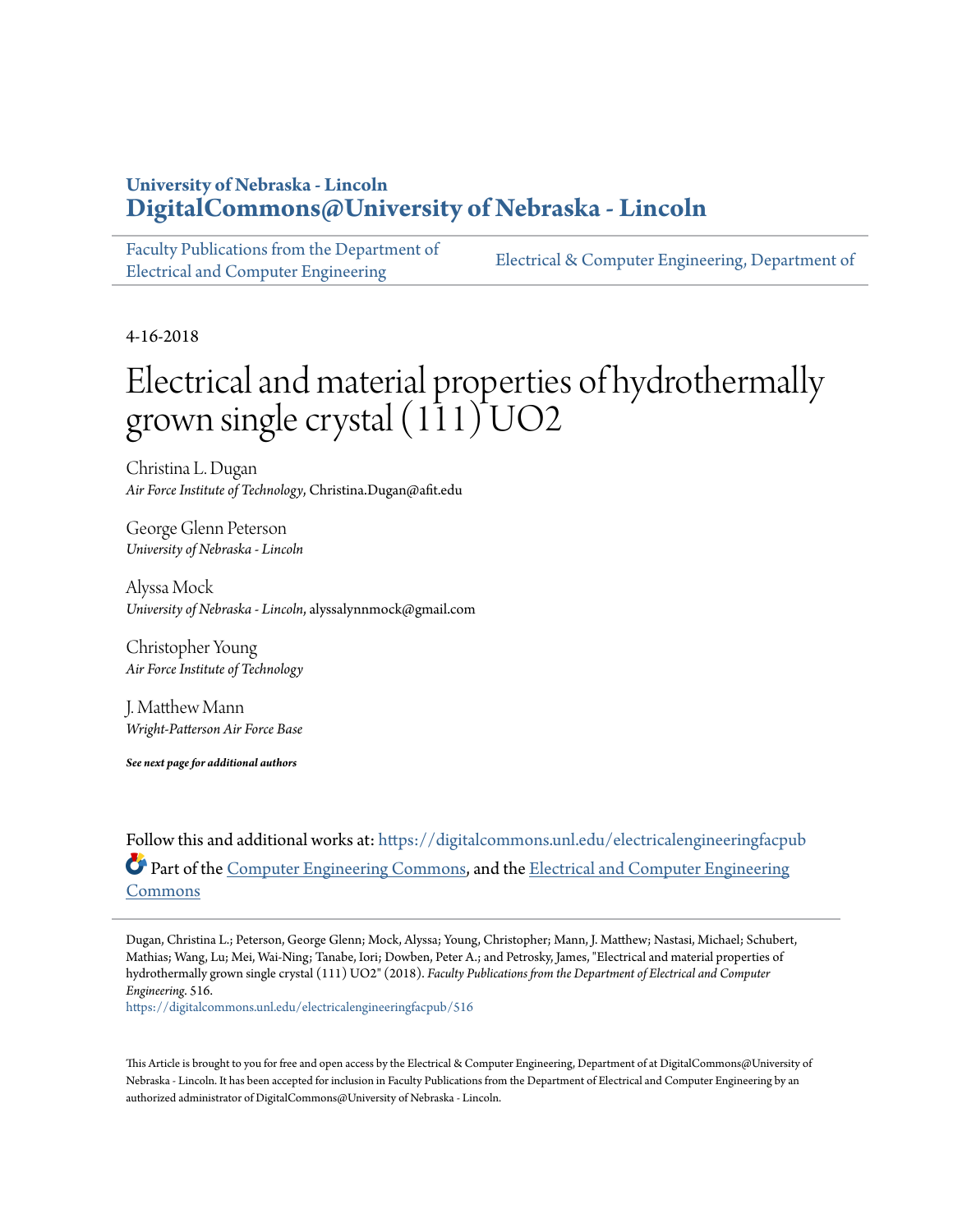**University of Nebraska - Lincoln**
**DigitalCommons@University of Nebraska - Lincoln**

Faculty Publications from the Department of Electrical and Computer Engineering | Electrical & Computer Engineering, Department of

4-16-2018

# Electrical and material properties of hydrothermally grown single crystal (111) UO2

Christina L. Dugan
*Air Force Institute of Technology*, Christina.Dugan@afit.edu

George Glenn Peterson
*University of Nebraska - Lincoln*

Alyssa Mock
*University of Nebraska - Lincoln*, alyssalynnmock@gmail.com

Christopher Young
*Air Force Institute of Technology*

J. Matthew Mann
*Wright-Patterson Air Force Base*

***See next page for additional authors***

Follow this and additional works at: https://digitalcommons.unl.edu/electricalengineeringfacpub

Part of the Computer Engineering Commons, and the Electrical and Computer Engineering Commons

Dugan, Christina L.; Peterson, George Glenn; Mock, Alyssa; Young, Christopher; Mann, J. Matthew; Nastasi, Michael; Schubert, Mathias; Wang, Lu; Mei, Wai-Ning; Tanabe, Iori; Dowben, Peter A.; and Petrosky, James, "Electrical and material properties of hydrothermally grown single crystal (111) UO2" (2018). *Faculty Publications from the Department of Electrical and Computer Engineering*. 516.
https://digitalcommons.unl.edu/electricalengineeringfacpub/516

This Article is brought to you for free and open access by the Electrical & Computer Engineering, Department of at DigitalCommons@University of Nebraska - Lincoln. It has been accepted for inclusion in Faculty Publications from the Department of Electrical and Computer Engineering by an authorized administrator of DigitalCommons@University of Nebraska - Lincoln.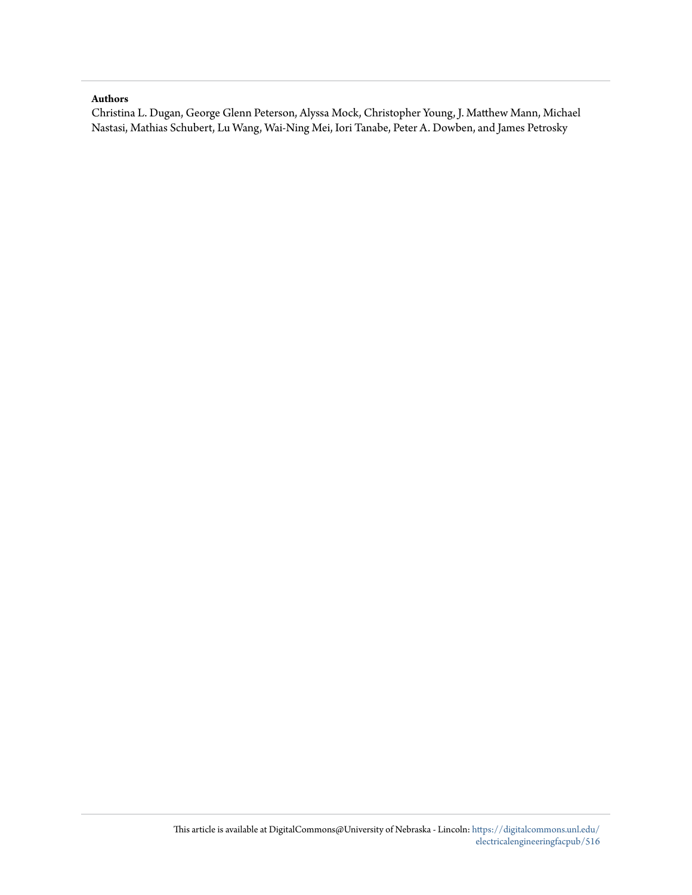**Authors**

Christina L. Dugan, George Glenn Peterson, Alyssa Mock, Christopher Young, J. Matthew Mann, Michael Nastasi, Mathias Schubert, Lu Wang, Wai-Ning Mei, Iori Tanabe, Peter A. Dowben, and James Petrosky

This article is available at DigitalCommons@University of Nebraska - Lincoln: https://digitalcommons.unl.edu/electricalengineeringfacpub/516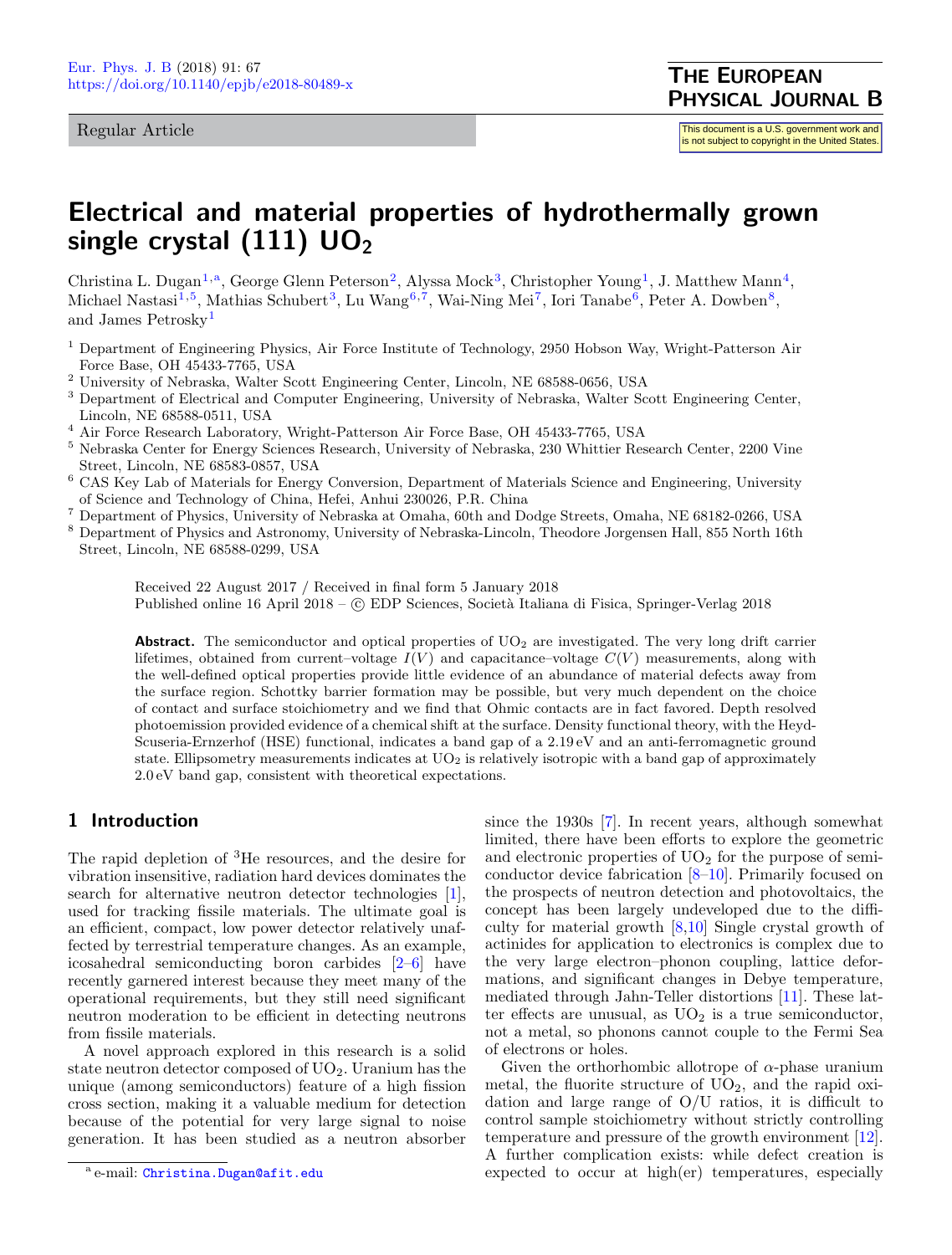Regular Article

# Electrical and material properties of hydrothermally grown single crystal (111) $UO_2$

Christina L. Dugan[1,a], George Glenn Peterson[2], Alyssa Mock[3], Christopher Young[1], J. Matthew Mann[4], Michael Nastasi[1,5], Mathias Schubert[3], Lu Wang[6,7], Wai-Ning Mei[7], Iori Tanabe[6], Peter A. Dowben[8], and James Petrosky[1]

[1] Department of Engineering Physics, Air Force Institute of Technology, 2950 Hobson Way, Wright-Patterson Air Force Base, OH 45433-7765, USA

[2] University of Nebraska, Walter Scott Engineering Center, Lincoln, NE 68588-0656, USA

[3] Department of Electrical and Computer Engineering, University of Nebraska, Walter Scott Engineering Center, Lincoln, NE 68588-0511, USA

[4] Air Force Research Laboratory, Wright-Patterson Air Force Base, OH 45433-7765, USA

[5] Nebraska Center for Energy Sciences Research, University of Nebraska, 230 Whittier Research Center, 2200 Vine Street, Lincoln, NE 68583-0857, USA

[6] CAS Key Lab of Materials for Energy Conversion, Department of Materials Science and Engineering, University of Science and Technology of China, Hefei, Anhui 230026, P.R. China

[7] Department of Physics, University of Nebraska at Omaha, 60th and Dodge Streets, Omaha, NE 68182-0266, USA

[8] Department of Physics and Astronomy, University of Nebraska-Lincoln, Theodore Jorgensen Hall, 855 North 16th Street, Lincoln, NE 68588-0299, USA

Received 22 August 2017 / Received in final form 5 January 2018
Published online 16 April 2018 – © EDP Sciences, Società Italiana di Fisica, Springer-Verlag 2018

**Abstract.** The semiconductor and optical properties of $UO_2$ are investigated. The very long drift carrier lifetimes, obtained from current–voltage $I(V)$ and capacitance–voltage $C(V)$ measurements, along with the well-defined optical properties provide little evidence of an abundance of material defects away from the surface region. Schottky barrier formation may be possible, but very much dependent on the choice of contact and surface stoichiometry and we find that Ohmic contacts are in fact favored. Depth resolved photoemission provided evidence of a chemical shift at the surface. Density functional theory, with the Heyd-Scuseria-Ernzerhof (HSE) functional, indicates a band gap of a 2.19 eV and an anti-ferromagnetic ground state. Ellipsometry measurements indicates at $UO_2$ is relatively isotropic with a band gap of approximately 2.0 eV band gap, consistent with theoretical expectations.

## 1 Introduction

The rapid depletion of $^3$He resources, and the desire for vibration insensitive, radiation hard devices dominates the search for alternative neutron detector technologies [1], used for tracking fissile materials. The ultimate goal is an efficient, compact, low power detector relatively unaffected by terrestrial temperature changes. As an example, icosahedral semiconducting boron carbides [2–6] have recently garnered interest because they meet many of the operational requirements, but they still need significant neutron moderation to be efficient in detecting neutrons from fissile materials.

A novel approach explored in this research is a solid state neutron detector composed of $UO_2$. Uranium has the unique (among semiconductors) feature of a high fission cross section, making it a valuable medium for detection because of the potential for very large signal to noise generation. It has been studied as a neutron absorber since the 1930s [7]. In recent years, although somewhat limited, there have been efforts to explore the geometric and electronic properties of $UO_2$ for the purpose of semiconductor device fabrication [8–10]. Primarily focused on the prospects of neutron detection and photovoltaics, the concept has been largely undeveloped due to the difficulty for material growth [8,10] Single crystal growth of actinides for application to electronics is complex due to the very large electron–phonon coupling, lattice deformations, and significant changes in Debye temperature, mediated through Jahn-Teller distortions [11]. These latter effects are unusual, as $UO_2$ is a true semiconductor, not a metal, so phonons cannot couple to the Fermi Sea of electrons or holes.

Given the orthorhombic allotrope of $\alpha$-phase uranium metal, the fluorite structure of $UO_2$, and the rapid oxidation and large range of O/U ratios, it is difficult to control sample stoichiometry without strictly controlling temperature and pressure of the growth environment [12]. A further complication exists: while defect creation is expected to occur at high(er) temperatures, especially

[a] e-mail: Christina.Dugan@afit.edu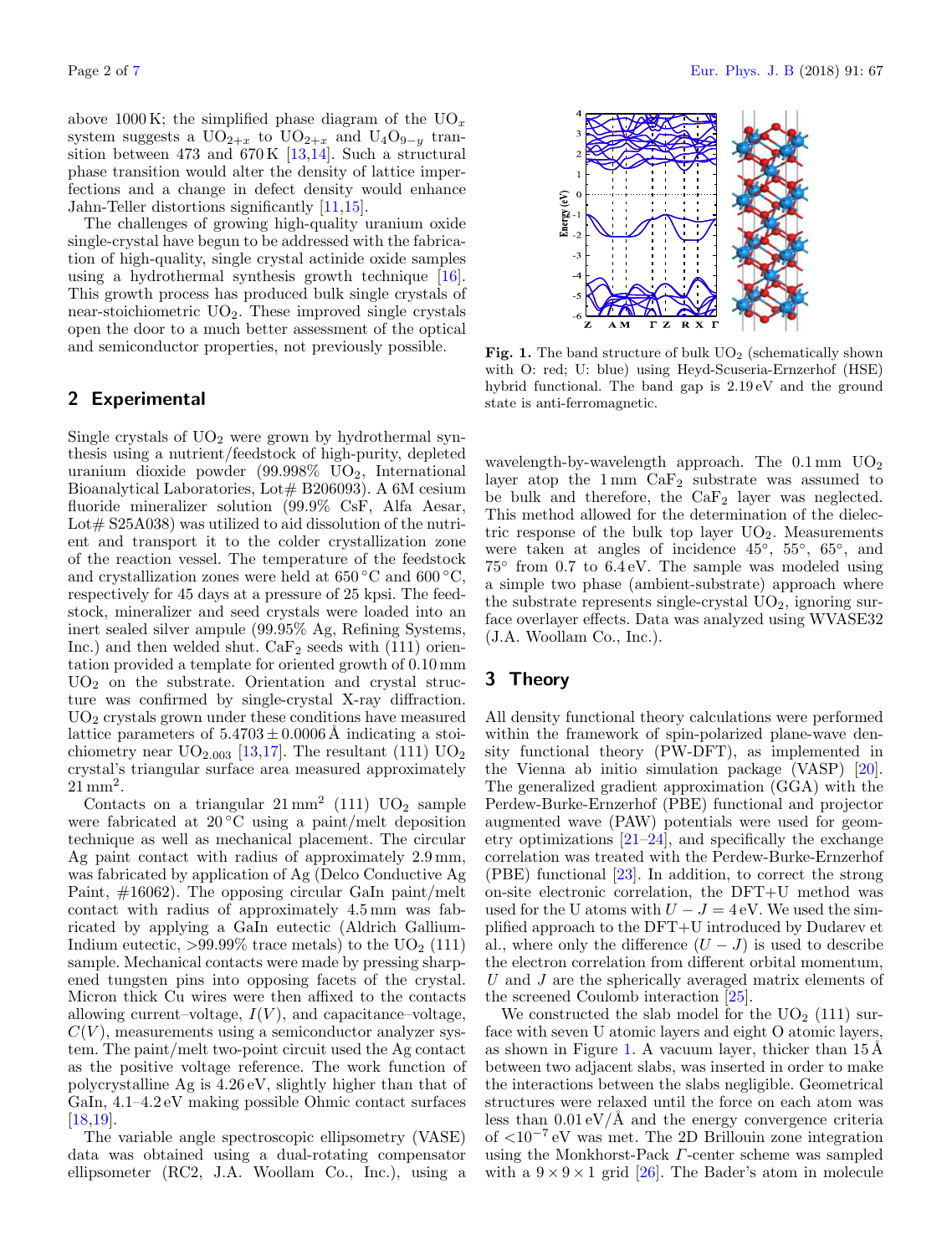above 1000 K; the simplified phase diagram of the $UO_x$ system suggests a $UO_{2+x}$ to $UO_{2+x}$ and $U_4O_{9-y}$ transition between 473 and 670 K [13,14]. Such a structural phase transition would alter the density of lattice imperfections and a change in defect density would enhance Jahn-Teller distortions significantly [11,15].

The challenges of growing high-quality uranium oxide single-crystal have begun to be addressed with the fabrication of high-quality, single crystal actinide oxide samples using a hydrothermal synthesis growth technique [16]. This growth process has produced bulk single crystals of near-stoichiometric $UO_2$. These improved single crystals open the door to a much better assessment of the optical and semiconductor properties, not previously possible.

## 2 Experimental

Single crystals of $UO_2$ were grown by hydrothermal synthesis using a nutrient/feedstock of high-purity, depleted uranium dioxide powder (99.998% $UO_2$, International Bioanalytical Laboratories, Lot# B206093). A 6M cesium fluoride mineralizer solution (99.9% CsF, Alfa Aesar, Lot# S25A038) was utilized to aid dissolution of the nutrient and transport it to the colder crystallization zone of the reaction vessel. The temperature of the feedstock and crystallization zones were held at 650 °C and 600 °C, respectively for 45 days at a pressure of 25 kpsi. The feedstock, mineralizer and seed crystals were loaded into an inert sealed silver ampule (99.95% Ag, Refining Systems, Inc.) and then welded shut. $CaF_2$ seeds with (111) orientation provided a template for oriented growth of 0.10 mm $UO_2$ on the substrate. Orientation and crystal structure was confirmed by single-crystal X-ray diffraction. $UO_2$ crystals grown under these conditions have measured lattice parameters of $5.4703 \pm 0.0006$ Å indicating a stoichiometry near $UO_{2.003}$ [13,17]. The resultant (111) $UO_2$ crystal's triangular surface area measured approximately 21 mm$^2$.

Contacts on a triangular 21 mm$^2$ (111) $UO_2$ sample were fabricated at 20 °C using a paint/melt deposition technique as well as mechanical placement. The circular Ag paint contact with radius of approximately 2.9 mm, was fabricated by application of Ag (Delco Conductive Ag Paint, #16062). The opposing circular GaIn paint/melt contact with radius of approximately 4.5 mm was fabricated by applying a GaIn eutectic (Aldrich Gallium-Indium eutectic, >99.99% trace metals) to the $UO_2$ (111) sample. Mechanical contacts were made by pressing sharpened tungsten pins into opposing facets of the crystal. Micron thick Cu wires were then affixed to the contacts allowing current–voltage, $I(V)$, and capacitance–voltage, $C(V)$, measurements using a semiconductor analyzer system. The paint/melt two-point circuit used the Ag contact as the positive voltage reference. The work function of polycrystalline Ag is 4.26 eV, slightly higher than that of GaIn, 4.1–4.2 eV making possible Ohmic contact surfaces [18,19].

The variable angle spectroscopic ellipsometry (VASE) data was obtained using a dual-rotating compensator ellipsometer (RC2, J.A. Woollam Co., Inc.), using a wavelength-by-wavelength approach. The 0.1 mm $UO_2$ layer atop the 1 mm $CaF_2$ substrate was assumed to be bulk and therefore, the $CaF_2$ layer was neglected. This method allowed for the determination of the dielectric response of the bulk top layer $UO_2$. Measurements were taken at angles of incidence 45°, 55°, 65°, and 75° from 0.7 to 6.4 eV. The sample was modeled using a simple two phase (ambient-substrate) approach where the substrate represents single-crystal $UO_2$, ignoring surface overlayer effects. Data was analyzed using WVASE32 (J.A. Woollam Co., Inc.).

Fig. 1. The band structure of bulk $UO_2$ (schematically shown with O: red; U: blue) using Heyd-Scuseria-Ernzerhof (HSE) hybrid functional. The band gap is 2.19 eV and the ground state is anti-ferromagnetic.

## 3 Theory

All density functional theory calculations were performed within the framework of spin-polarized plane-wave density functional theory (PW-DFT), as implemented in the Vienna ab initio simulation package (VASP) [20]. The generalized gradient approximation (GGA) with the Perdew-Burke-Ernzerhof (PBE) functional and projector augmented wave (PAW) potentials were used for geometry optimizations [21–24], and specifically the exchange correlation was treated with the Perdew-Burke-Ernzerhof (PBE) functional [23]. In addition, to correct the strong on-site electronic correlation, the DFT+U method was used for the U atoms with $U - J = 4$ eV. We used the simplified approach to the DFT+U introduced by Dudarev et al., where only the difference $(U - J)$ is used to describe the electron correlation from different orbital momentum, $U$ and $J$ are the spherically averaged matrix elements of the screened Coulomb interaction [25].

We constructed the slab model for the $UO_2$ (111) surface with seven U atomic layers and eight O atomic layers, as shown in Figure 1. A vacuum layer, thicker than 15 Å between two adjacent slabs, was inserted in order to make the interactions between the slabs negligible. Geometrical structures were relaxed until the force on each atom was less than 0.01 eV/Å and the energy convergence criteria of $<10^{-7}$ eV was met. The 2D Brillouin zone integration using the Monkhorst-Pack $\Gamma$-center scheme was sampled with a $9 \times 9 \times 1$ grid [26]. The Bader's atom in molecule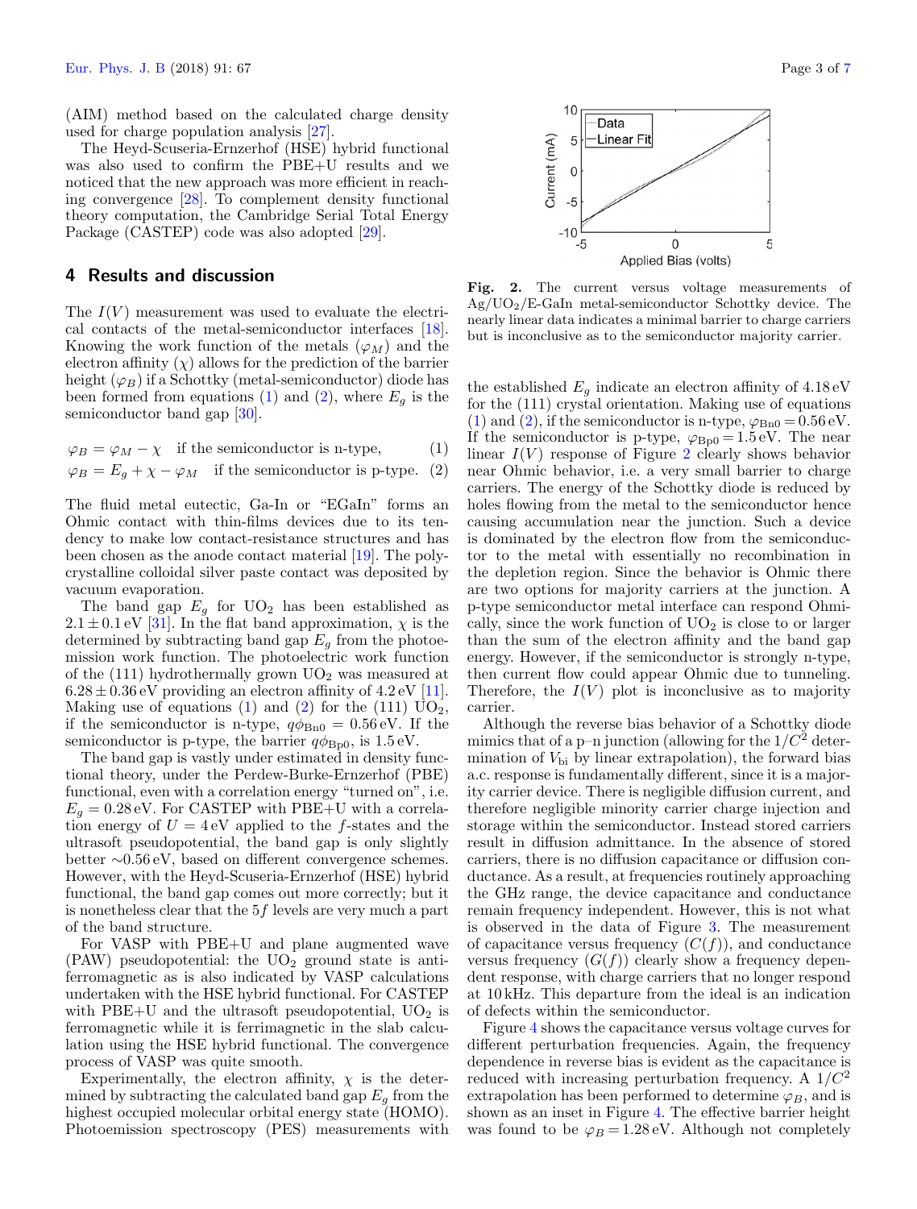(AIM) method based on the calculated charge density used for charge population analysis [27].

The Heyd-Scuseria-Ernzerhof (HSE) hybrid functional was also used to confirm the PBE+U results and we noticed that the new approach was more efficient in reaching convergence [28]. To complement density functional theory computation, the Cambridge Serial Total Energy Package (CASTEP) code was also adopted [29].

## 4 Results and discussion

The $I(V)$ measurement was used to evaluate the electrical contacts of the metal-semiconductor interfaces [18]. Knowing the work function of the metals ($\varphi_M$) and the electron affinity ($\chi$) allows for the prediction of the barrier height ($\varphi_B$) if a Schottky (metal-semiconductor) diode has been formed from equations (1) and (2), where $E_g$ is the semiconductor band gap [30].

$$\varphi_B = \varphi_M - \chi \quad \text{if the semiconductor is n-type,} \qquad (1)$$

$$\varphi_B = E_g + \chi - \varphi_M \quad \text{if the semiconductor is p-type.} \qquad (2)$$

The fluid metal eutectic, Ga-In or "EGaIn" forms an Ohmic contact with thin-films devices due to its tendency to make low contact-resistance structures and has been chosen as the anode contact material [19]. The polycrystalline colloidal silver paste contact was deposited by vacuum evaporation.

The band gap $E_g$ for $UO_2$ has been established as $2.1 \pm 0.1$ eV [31]. In the flat band approximation, $\chi$ is the determined by subtracting band gap $E_g$ from the photoemission work function. The photoelectric work function of the (111) hydrothermally grown $UO_2$ was measured at $6.28 \pm 0.36$ eV providing an electron affinity of 4.2 eV [11]. Making use of equations (1) and (2) for the (111) $UO_2$, if the semiconductor is n-type, $q\phi_{\text{Bn0}} = 0.56$ eV. If the semiconductor is p-type, the barrier $q\phi_{\text{Bp0}}$, is 1.5 eV.

The band gap is vastly under estimated in density functional theory, under the Perdew-Burke-Ernzerhof (PBE) functional, even with a correlation energy "turned on", i.e. $E_g = 0.28$ eV. For CASTEP with PBE+U with a correlation energy of $U = 4$ eV applied to the $f$-states and the ultrasoft pseudopotential, the band gap is only slightly better ∼0.56 eV, based on different convergence schemes. However, with the Heyd-Scuseria-Ernzerhof (HSE) hybrid functional, the band gap comes out more correctly; but it is nonetheless clear that the $5f$ levels are very much a part of the band structure.

For VASP with PBE+U and plane augmented wave (PAW) pseudopotential: the $UO_2$ ground state is antiferromagnetic as is also indicated by VASP calculations undertaken with the HSE hybrid functional. For CASTEP with PBE+U and the ultrasoft pseudopotential, $UO_2$ is ferromagnetic while it is ferrimagnetic in the slab calculation using the HSE hybrid functional. The convergence process of VASP was quite smooth.

Experimentally, the electron affinity, $\chi$ is the determined by subtracting the calculated band gap $E_g$ from the highest occupied molecular orbital energy state (HOMO). Photoemission spectroscopy (PES) measurements with the established $E_g$ indicate an electron affinity of 4.18 eV for the (111) crystal orientation. Making use of equations (1) and (2), if the semiconductor is n-type, $\varphi_{\text{Bn0}} = 0.56$ eV. If the semiconductor is p-type, $\varphi_{\text{Bp0}} = 1.5$ eV. The near linear $I(V)$ response of Figure 2 clearly shows behavior near Ohmic behavior, i.e. a very small barrier to charge carriers. The energy of the Schottky diode is reduced by holes flowing from the metal to the semiconductor hence causing accumulation near the junction. Such a device is dominated by the electron flow from the semiconductor to the metal with essentially no recombination in the depletion region. Since the behavior is Ohmic there are two options for majority carriers at the junction. A p-type semiconductor metal interface can respond Ohmically, since the work function of $UO_2$ is close to or larger than the sum of the electron affinity and the band gap energy. However, if the semiconductor is strongly n-type, then current flow could appear Ohmic due to tunneling. Therefore, the $I(V)$ plot is inconclusive as to majority carrier.

Fig. 2. The current versus voltage measurements of $Ag/UO_2$/E-GaIn metal-semiconductor Schottky device. The nearly linear data indicates a minimal barrier to charge carriers but is inconclusive as to the semiconductor majority carrier.

Although the reverse bias behavior of a Schottky diode mimics that of a p–n junction (allowing for the $1/C^2$ determination of $V_{\text{bi}}$ by linear extrapolation), the forward bias a.c. response is fundamentally different, since it is a majority carrier device. There is negligible diffusion current, and therefore negligible minority carrier charge injection and storage within the semiconductor. Instead stored carriers result in diffusion admittance. In the absence of stored carriers, there is no diffusion capacitance or diffusion conductance. As a result, at frequencies routinely approaching the GHz range, the device capacitance and conductance remain frequency independent. However, this is not what is observed in the data of Figure 3. The measurement of capacitance versus frequency ($C(f)$), and conductance versus frequency ($G(f)$) clearly show a frequency dependent response, with charge carriers that no longer respond at 10 kHz. This departure from the ideal is an indication of defects within the semiconductor.

Figure 4 shows the capacitance versus voltage curves for different perturbation frequencies. Again, the frequency dependence in reverse bias is evident as the capacitance is reduced with increasing perturbation frequency. A $1/C^2$ extrapolation has been performed to determine $\varphi_B$, and is shown as an inset in Figure 4. The effective barrier height was found to be $\varphi_B = 1.28$ eV. Although not completely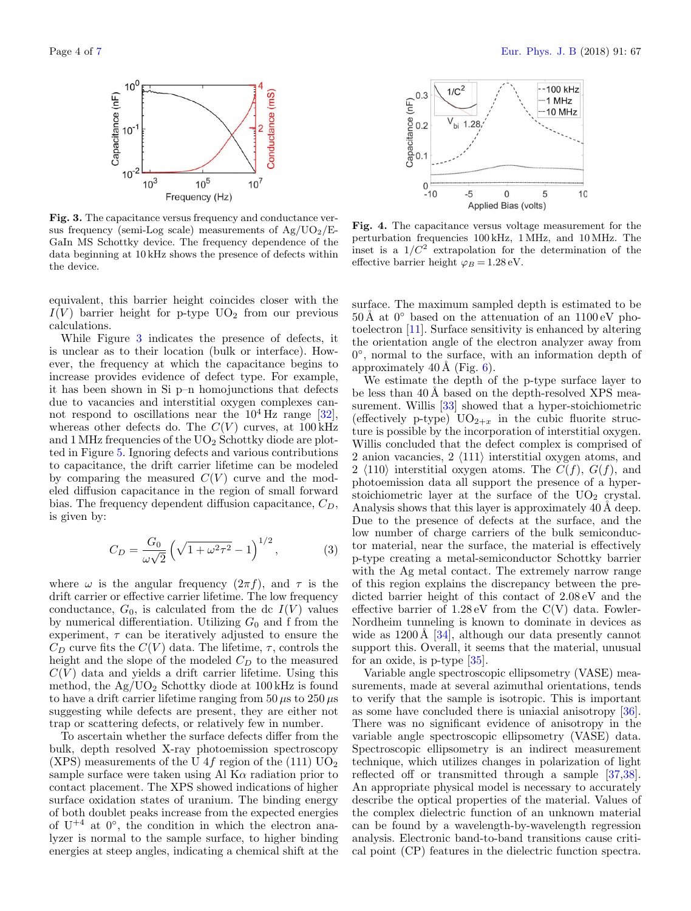**Fig. 3.** The capacitance versus frequency and conductance versus frequency (semi-Log scale) measurements of $Ag/UO_2$/E-GaIn MS Schottky device. The frequency dependence of the data beginning at 10 kHz shows the presence of defects within the device.

**Fig. 4.** The capacitance versus voltage measurement for the perturbation frequencies 100 kHz, 1 MHz, and 10 MHz. The inset is a $1/C^2$ extrapolation for the determination of the effective barrier height $\varphi_B = 1.28$ eV.

equivalent, this barrier height coincides closer with the $I(V)$ barrier height for p-type $UO_2$ from our previous calculations.

While Figure 3 indicates the presence of defects, it is unclear as to their location (bulk or interface). However, the frequency at which the capacitance begins to increase provides evidence of defect type. For example, it has been shown in Si p–n homojunctions that defects due to vacancies and interstitial oxygen complexes cannot respond to oscillations near the $10^4$ Hz range [32], whereas other defects do. The $C(V)$ curves, at 100 kHz and 1 MHz frequencies of the $UO_2$ Schottky diode are plotted in Figure 5. Ignoring defects and various contributions to capacitance, the drift carrier lifetime can be modeled by comparing the measured $C(V)$ curve and the modeled diffusion capacitance in the region of small forward bias. The frequency dependent diffusion capacitance, $C_D$, is given by:

$$C_D = \frac{G_0}{\omega\sqrt{2}}\left(\sqrt{1+\omega^2\tau^2}-1\right)^{1/2}, \tag{3}$$

where $\omega$ is the angular frequency ($2\pi f$), and $\tau$ is the drift carrier or effective carrier lifetime. The low frequency conductance, $G_0$, is calculated from the dc $I(V)$ values by numerical differentiation. Utilizing $G_0$ and f from the experiment, $\tau$ can be iteratively adjusted to ensure the $C_D$ curve fits the $C(V)$ data. The lifetime, $\tau$, controls the height and the slope of the modeled $C_D$ to the measured $C(V)$ data and yields a drift carrier lifetime. Using this method, the $Ag/UO_2$ Schottky diode at 100 kHz is found to have a drift carrier lifetime ranging from 50 $\mu$s to 250 $\mu$s suggesting while defects are present, they are either not trap or scattering defects, or relatively few in number.

To ascertain whether the surface defects differ from the bulk, depth resolved X-ray photoemission spectroscopy (XPS) measurements of the U 4$f$ region of the (111) $UO_2$ sample surface were taken using Al K$\alpha$ radiation prior to contact placement. The XPS showed indications of higher surface oxidation states of uranium. The binding energy of both doublet peaks increase from the expected energies of $U^{+4}$ at 0°, the condition in which the electron analyzer is normal to the sample surface, to higher binding energies at steep angles, indicating a chemical shift at the surface. The maximum sampled depth is estimated to be 50 Å at 0° based on the attenuation of an 1100 eV photoelectron [11]. Surface sensitivity is enhanced by altering the orientation angle of the electron analyzer away from 0°, normal to the surface, with an information depth of approximately 40 Å (Fig. 6).

We estimate the depth of the p-type surface layer to be less than 40 Å based on the depth-resolved XPS measurement. Willis [33] showed that a hyper-stoichiometric (effectively p-type) $UO_{2+x}$ in the cubic fluorite structure is possible by the incorporation of interstitial oxygen. Willis concluded that the defect complex is comprised of 2 anion vacancies, 2 ⟨111⟩ interstitial oxygen atoms, and 2 ⟨110⟩ interstitial oxygen atoms. The $C(f)$, $G(f)$, and photoemission data all support the presence of a hyper-stoichiometric layer at the surface of the $UO_2$ crystal. Analysis shows that this layer is approximately 40 Å deep. Due to the presence of defects at the surface, and the low number of charge carriers of the bulk semiconductor material, near the surface, the material is effectively p-type creating a metal-semiconductor Schottky barrier with the Ag metal contact. The extremely narrow range of this region explains the discrepancy between the predicted barrier height of this contact of 2.08 eV and the effective barrier of 1.28 eV from the C(V) data. Fowler-Nordheim tunneling is known to dominate in devices as wide as 1200 Å [34], although our data presently cannot support this. Overall, it seems that the material, unusual for an oxide, is p-type [35].

Variable angle spectroscopic ellipsometry (VASE) measurements, made at several azimuthal orientations, tends to verify that the sample is isotropic. This is important as some have concluded there is uniaxial anisotropy [36]. There was no significant evidence of anisotropy in the variable angle spectroscopic ellipsometry (VASE) data. Spectroscopic ellipsometry is an indirect measurement technique, which utilizes changes in polarization of light reflected off or transmitted through a sample [37,38]. An appropriate physical model is necessary to accurately describe the optical properties of the material. Values of the complex dielectric function of an unknown material can be found by a wavelength-by-wavelength regression analysis. Electronic band-to-band transitions cause critical point (CP) features in the dielectric function spectra.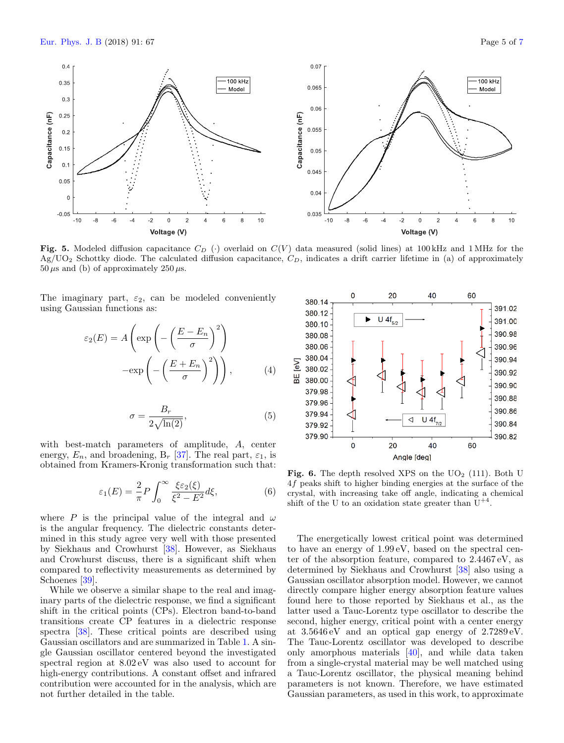**Fig. 5.** Modeled diffusion capacitance $C_D$ (·) overlaid on $C(V)$ data measured (solid lines) at 100 kHz and 1 MHz for the Ag/$UO_2$ Schottky diode. The calculated diffusion capacitance, $C_D$, indicates a drift carrier lifetime in (a) of approximately 50 $\mu$s and (b) of approximately 250 $\mu$s.

The imaginary part, $\varepsilon_2$, can be modeled conveniently using Gaussian functions as:

$$\varepsilon_2(E) = A\left(\exp\left(-\left(\frac{E-E_n}{\sigma}\right)^2\right) - \exp\left(-\left(\frac{E+E_n}{\sigma}\right)^2\right)\right), \quad (4)$$

$$\sigma = \frac{B_r}{2\sqrt{\ln(2)}}, \quad (5)$$

with best-match parameters of amplitude, $A$, center energy, $E_n$, and broadening, $B_r$ [37]. The real part, $\varepsilon_1$, is obtained from Kramers-Kronig transformation such that:

$$\varepsilon_1(E) = \frac{2}{\pi}P\int_0^\infty \frac{\xi\varepsilon_2(\xi)}{\xi^2 - E^2}d\xi, \quad (6)$$

where $P$ is the principal value of the integral and $\omega$ is the angular frequency. The dielectric constants determined in this study agree very well with those presented by Siekhaus and Crowhurst [38]. However, as Siekhaus and Crowhurst discuss, there is a significant shift when compared to reflectivity measurements as determined by Schoenes [39].

While we observe a similar shape to the real and imaginary parts of the dielectric response, we find a significant shift in the critical points (CPs). Electron band-to-band transitions create CP features in a dielectric response spectra [38]. These critical points are described using Gaussian oscillators and are summarized in Table 1. A single Gaussian oscillator centered beyond the investigated spectral region at 8.02 eV was also used to account for high-energy contributions. A constant offset and infrared contribution were accounted for in the analysis, which are not further detailed in the table.

**Fig. 6.** The depth resolved XPS on the $UO_2$ (111). Both U 4$f$ peaks shift to higher binding energies at the surface of the crystal, with increasing take off angle, indicating a chemical shift of the U to an oxidation state greater than $U^{+4}$.

The energetically lowest critical point was determined to have an energy of 1.99 eV, based on the spectral center of the absorption feature, compared to 2.4467 eV, as determined by Siekhaus and Crowhurst [38] also using a Gaussian oscillator absorption model. However, we cannot directly compare higher energy absorption feature values found here to those reported by Siekhaus et al., as the latter used a Tauc-Lorentz type oscillator to describe the second, higher energy, critical point with a center energy at 3.5646 eV and an optical gap energy of 2.7289 eV. The Tauc-Lorentz oscillator was developed to describe only amorphous materials [40], and while data taken from a single-crystal material may be well matched using a Tauc-Lorentz oscillator, the physical meaning behind parameters is not known. Therefore, we have estimated Gaussian parameters, as used in this work, to approximate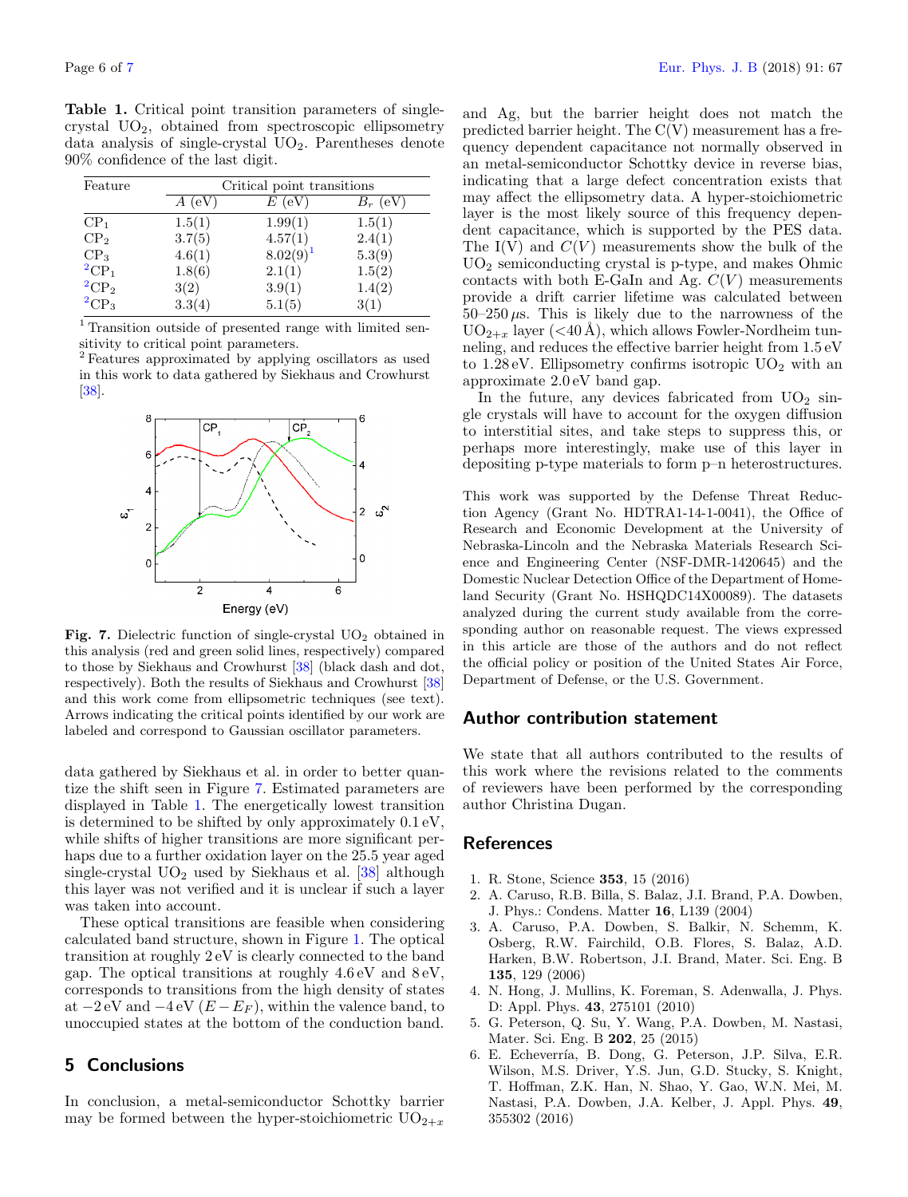**Table 1.** Critical point transition parameters of single-crystal $UO_2$, obtained from spectroscopic ellipsometry data analysis of single-crystal $UO_2$. Parentheses denote 90% confidence of the last digit.

| Feature | Critical point transitions | | |
|---|---|---|---|
| | $A$ (eV) | $E$ (eV) | $B_r$ (eV) |
| $CP_1$ | 1.5(1) | 1.99(1) | 1.5(1) |
| $CP_2$ | 3.7(5) | 4.57(1) | 2.4(1) |
| $CP_3$ | 4.6(1) | 8.02(9)[1] | 5.3(9) |
| [2]$CP_1$ | 1.8(6) | 2.1(1) | 1.5(2) |
| [2]$CP_2$ | 3(2) | 3.9(1) | 1.4(2) |
| [2]$CP_3$ | 3.3(4) | 5.1(5) | 3(1) |

[1] Transition outside of presented range with limited sensitivity to critical point parameters.
[2] Features approximated by applying oscillators as used in this work to data gathered by Siekhaus and Crowhurst [38].

**Fig. 7.** Dielectric function of single-crystal $UO_2$ obtained in this analysis (red and green solid lines, respectively) compared to those by Siekhaus and Crowhurst [38] (black dash and dot, respectively). Both the results of Siekhaus and Crowhurst [38] and this work come from ellipsometric techniques (see text). Arrows indicating the critical points identified by our work are labeled and correspond to Gaussian oscillator parameters.

data gathered by Siekhaus et al. in order to better quantize the shift seen in Figure 7. Estimated parameters are displayed in Table 1. The energetically lowest transition is determined to be shifted by only approximately 0.1 eV, while shifts of higher transitions are more significant perhaps due to a further oxidation layer on the 25.5 year aged single-crystal $UO_2$ used by Siekhaus et al. [38] although this layer was not verified and it is unclear if such a layer was taken into account.

These optical transitions are feasible when considering calculated band structure, shown in Figure 1. The optical transition at roughly 2 eV is clearly connected to the band gap. The optical transitions at roughly 4.6 eV and 8 eV, corresponds to transitions from the high density of states at $-2$ eV and $-4$ eV ($E - E_F$), within the valence band, to unoccupied states at the bottom of the conduction band.

## 5 Conclusions

In conclusion, a metal-semiconductor Schottky barrier may be formed between the hyper-stoichiometric $UO_{2+x}$ and Ag, but the barrier height does not match the predicted barrier height. The C(V) measurement has a frequency dependent capacitance not normally observed in an metal-semiconductor Schottky device in reverse bias, indicating that a large defect concentration exists that may affect the ellipsometry data. A hyper-stoichiometric layer is the most likely source of this frequency dependent capacitance, which is supported by the PES data. The I(V) and $C(V)$ measurements show the bulk of the $UO_2$ semiconducting crystal is p-type, and makes Ohmic contacts with both E-GaIn and Ag. $C(V)$ measurements provide a drift carrier lifetime was calculated between 50–250 $\mu$s. This is likely due to the narrowness of the $UO_{2+x}$ layer (<40 Å), which allows Fowler-Nordheim tunneling, and reduces the effective barrier height from 1.5 eV to 1.28 eV. Ellipsometry confirms isotropic $UO_2$ with an approximate 2.0 eV band gap.

In the future, any devices fabricated from $UO_2$ single crystals will have to account for the oxygen diffusion to interstitial sites, and take steps to suppress this, or perhaps more interestingly, make use of this layer in depositing p-type materials to form p–n heterostructures.

This work was supported by the Defense Threat Reduction Agency (Grant No. HDTRA1-14-1-0041), the Office of Research and Economic Development at the University of Nebraska-Lincoln and the Nebraska Materials Research Science and Engineering Center (NSF-DMR-1420645) and the Domestic Nuclear Detection Office of the Department of Homeland Security (Grant No. HSHQDC14X00089). The datasets analyzed during the current study available from the corresponding author on reasonable request. The views expressed in this article are those of the authors and do not reflect the official policy or position of the United States Air Force, Department of Defense, or the U.S. Government.

## Author contribution statement

We state that all authors contributed to the results of this work where the revisions related to the comments of reviewers have been performed by the corresponding author Christina Dugan.

## References

1. R. Stone, Science **353**, 15 (2016)
2. A. Caruso, R.B. Billa, S. Balaz, J.I. Brand, P.A. Dowben, J. Phys.: Condens. Matter **16**, L139 (2004)
3. A. Caruso, P.A. Dowben, S. Balkir, N. Schemm, K. Osberg, R.W. Fairchild, O.B. Flores, S. Balaz, A.D. Harken, B.W. Robertson, J.I. Brand, Mater. Sci. Eng. B **135**, 129 (2006)
4. N. Hong, J. Mullins, K. Foreman, S. Adenwalla, J. Phys. D: Appl. Phys. **43**, 275101 (2010)
5. G. Peterson, Q. Su, Y. Wang, P.A. Dowben, M. Nastasi, Mater. Sci. Eng. B **202**, 25 (2015)
6. E. Echeverría, B. Dong, G. Peterson, J.P. Silva, E.R. Wilson, M.S. Driver, Y.S. Jun, G.D. Stucky, S. Knight, T. Hoffman, Z.K. Han, N. Shao, Y. Gao, W.N. Mei, M. Nastasi, P.A. Dowben, J.A. Kelber, J. Appl. Phys. **49**, 355302 (2016)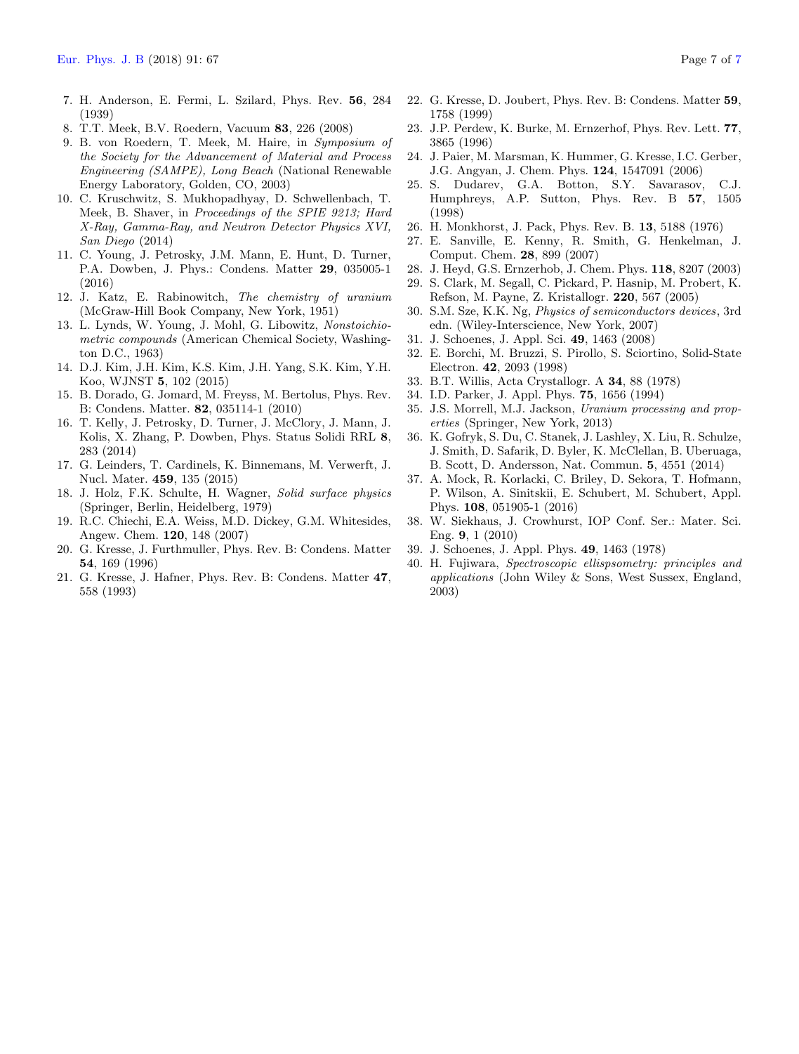7. H. Anderson, E. Fermi, L. Szilard, Phys. Rev. **56**, 284 (1939)
8. T.T. Meek, B.V. Roedern, Vacuum **83**, 226 (2008)
9. B. von Roedern, T. Meek, M. Haire, in *Symposium of the Society for the Advancement of Material and Process Engineering (SAMPE), Long Beach* (National Renewable Energy Laboratory, Golden, CO, 2003)
10. C. Kruschwitz, S. Mukhopadhyay, D. Schwellenbach, T. Meek, B. Shaver, in *Proceedings of the SPIE 9213; Hard X-Ray, Gamma-Ray, and Neutron Detector Physics XVI, San Diego* (2014)
11. C. Young, J. Petrosky, J.M. Mann, E. Hunt, D. Turner, P.A. Dowben, J. Phys.: Condens. Matter **29**, 035005-1 (2016)
12. J. Katz, E. Rabinowitch, *The chemistry of uranium* (McGraw-Hill Book Company, New York, 1951)
13. L. Lynds, W. Young, J. Mohl, G. Libowitz, *Nonstoichiometric compounds* (American Chemical Society, Washington D.C., 1963)
14. D.J. Kim, J.H. Kim, K.S. Kim, J.H. Yang, S.K. Kim, Y.H. Koo, WJNST **5**, 102 (2015)
15. B. Dorado, G. Jomard, M. Freyss, M. Bertolus, Phys. Rev. B: Condens. Matter. **82**, 035114-1 (2010)
16. T. Kelly, J. Petrosky, D. Turner, J. McClory, J. Mann, J. Kolis, X. Zhang, P. Dowben, Phys. Status Solidi RRL **8**, 283 (2014)
17. G. Leinders, T. Cardinels, K. Binnemans, M. Verwerft, J. Nucl. Mater. **459**, 135 (2015)
18. J. Holz, F.K. Schulte, H. Wagner, *Solid surface physics* (Springer, Berlin, Heidelberg, 1979)
19. R.C. Chiechi, E.A. Weiss, M.D. Dickey, G.M. Whitesides, Angew. Chem. **120**, 148 (2007)
20. G. Kresse, J. Furthmuller, Phys. Rev. B: Condens. Matter **54**, 169 (1996)
21. G. Kresse, J. Hafner, Phys. Rev. B: Condens. Matter **47**, 558 (1993)
22. G. Kresse, D. Joubert, Phys. Rev. B: Condens. Matter **59**, 1758 (1999)
23. J.P. Perdew, K. Burke, M. Ernzerhof, Phys. Rev. Lett. **77**, 3865 (1996)
24. J. Paier, M. Marsman, K. Hummer, G. Kresse, I.C. Gerber, J.G. Angyan, J. Chem. Phys. **124**, 1547091 (2006)
25. S. Dudarev, G.A. Botton, S.Y. Savarasov, C.J. Humphreys, A.P. Sutton, Phys. Rev. B **57**, 1505 (1998)
26. H. Monkhorst, J. Pack, Phys. Rev. B. **13**, 5188 (1976)
27. E. Sanville, E. Kenny, R. Smith, G. Henkelman, J. Comput. Chem. **28**, 899 (2007)
28. J. Heyd, G.S. Ernzerhob, J. Chem. Phys. **118**, 8207 (2003)
29. S. Clark, M. Segall, C. Pickard, P. Hasnip, M. Probert, K. Refson, M. Payne, Z. Kristallogr. **220**, 567 (2005)
30. S.M. Sze, K.K. Ng, *Physics of semiconductors devices*, 3rd edn. (Wiley-Interscience, New York, 2007)
31. J. Schoenes, J. Appl. Sci. **49**, 1463 (2008)
32. E. Borchi, M. Bruzzi, S. Pirollo, S. Sciortino, Solid-State Electron. **42**, 2093 (1998)
33. B.T. Willis, Acta Crystallogr. A **34**, 88 (1978)
34. I.D. Parker, J. Appl. Phys. **75**, 1656 (1994)
35. J.S. Morrell, M.J. Jackson, *Uranium processing and properties* (Springer, New York, 2013)
36. K. Gofryk, S. Du, C. Stanek, J. Lashley, X. Liu, R. Schulze, J. Smith, D. Safarik, D. Byler, K. McClellan, B. Uberuaga, B. Scott, D. Andersson, Nat. Commun. **5**, 4551 (2014)
37. A. Mock, R. Korlacki, C. Briley, D. Sekora, T. Hofmann, P. Wilson, A. Sinitskii, E. Schubert, M. Schubert, Appl. Phys. **108**, 051905-1 (2016)
38. W. Siekhaus, J. Crowhurst, IOP Conf. Ser.: Mater. Sci. Eng. **9**, 1 (2010)
39. J. Schoenes, J. Appl. Phys. **49**, 1463 (1978)
40. H. Fujiwara, *Spectroscopic ellispsometry: principles and applications* (John Wiley & Sons, West Sussex, England, 2003)